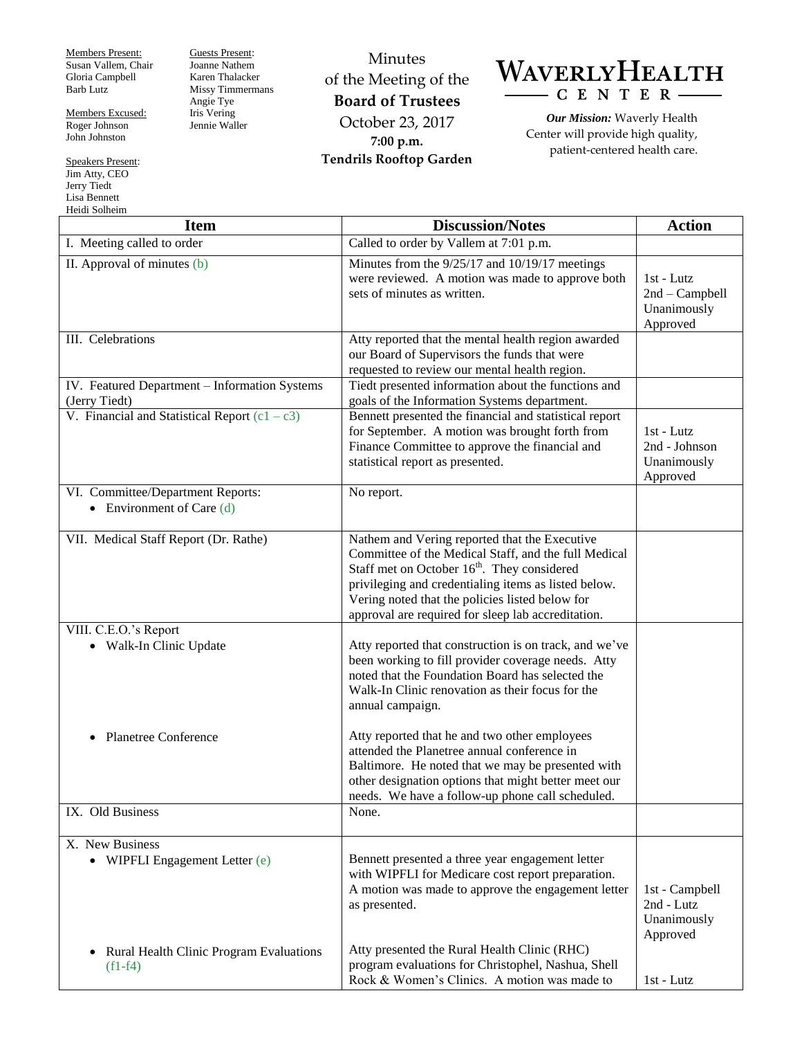Members Present:
Susan Vallem, Chair
Gloria Campbell
Barb Lutz

Members Excused:
Roger Johnson
John Johnston

Speakers Present:
Jim Atty, CEO
Jerry Tiedt
Lisa Bennett
Heidi Solheim

Guests Present:
Joanne Nathem
Karen Thalacker
Missy Timmermans
Angie Tye
Iris Vering
Jennie Waller

Minutes
of the Meeting of the
**Board of Trustees**
October 23, 2017
**7:00 p.m.**
**Tendrils Rooftop Garden**

# WAVERLY HEALTH CENTER

***Our Mission:*** Waverly Health Center will provide high quality, patient-centered health care.

| Item | Discussion/Notes | Action |
|---|---|---|
| I. Meeting called to order | Called to order by Vallem at 7:01 p.m. | |
| II. Approval of minutes (b) | Minutes from the 9/25/17 and 10/19/17 meetings were reviewed. A motion was made to approve both sets of minutes as written. | 1st - Lutz<br>2nd – Campbell<br>Unanimously Approved |
| III. Celebrations | Atty reported that the mental health region awarded our Board of Supervisors the funds that were requested to review our mental health region. | |
| IV. Featured Department – Information Systems (Jerry Tiedt) | Tiedt presented information about the functions and goals of the Information Systems department. | |
| V. Financial and Statistical Report (c1 – c3) | Bennett presented the financial and statistical report for September. A motion was brought forth from Finance Committee to approve the financial and statistical report as presented. | 1st - Lutz<br>2nd - Johnson<br>Unanimously Approved |
| VI. Committee/Department Reports:<br>• Environment of Care (d) | No report. | |
| VII. Medical Staff Report (Dr. Rathe) | Nathem and Vering reported that the Executive Committee of the Medical Staff, and the full Medical Staff met on October 16th. They considered privileging and credentialing items as listed below. Vering noted that the policies listed below for approval are required for sleep lab accreditation. | |
| VIII. C.E.O.'s Report<br>• Walk-In Clinic Update<br><br>• Planetree Conference | Atty reported that construction is on track, and we've been working to fill provider coverage needs. Atty noted that the Foundation Board has selected the Walk-In Clinic renovation as their focus for the annual campaign.<br><br>Atty reported that he and two other employees attended the Planetree annual conference in Baltimore. He noted that we may be presented with other designation options that might better meet our needs. We have a follow-up phone call scheduled. | |
| IX. Old Business | None. | |
| X. New Business<br>• WIPFLI Engagement Letter (e)<br><br>• Rural Health Clinic Program Evaluations (f1-f4) | Bennett presented a three year engagement letter with WIPFLI for Medicare cost report preparation. A motion was made to approve the engagement letter as presented.<br><br>Atty presented the Rural Health Clinic (RHC) program evaluations for Christophel, Nashua, Shell Rock & Women's Clinics. A motion was made to | 1st - Campbell<br>2nd - Lutz<br>Unanimously Approved<br><br>1st - Lutz |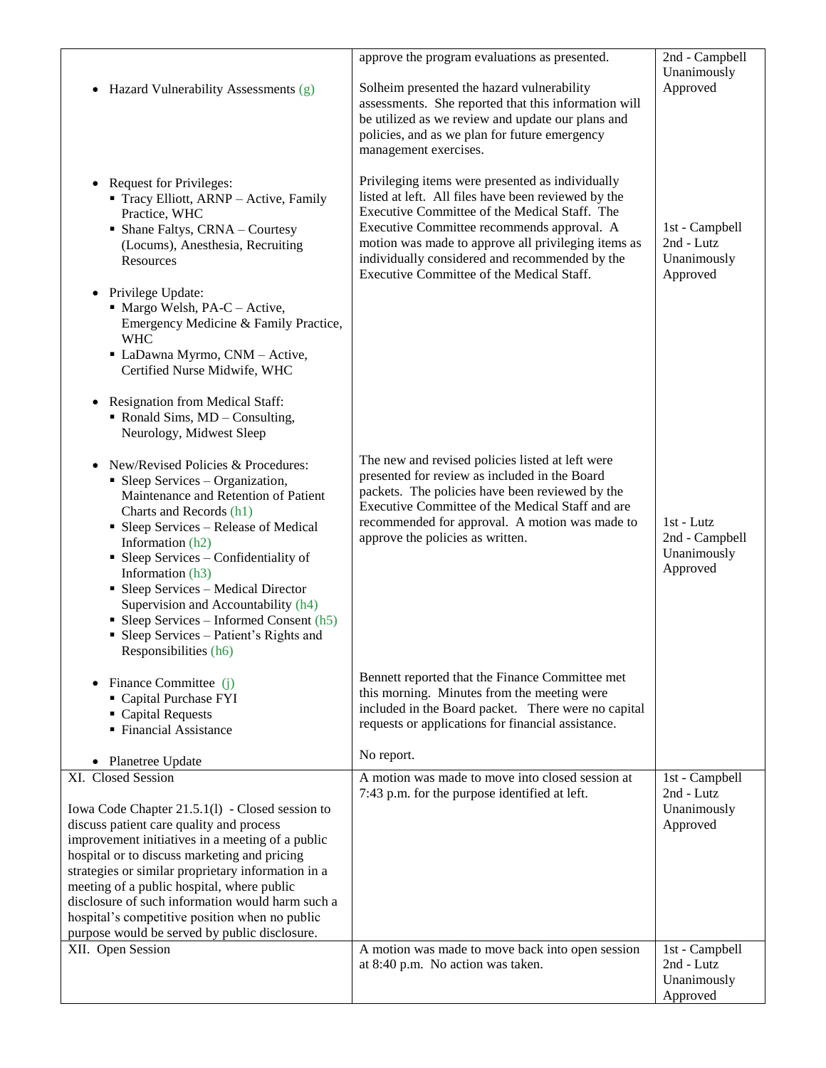| | | |
|---|---|---|
| • Hazard Vulnerability Assessments (g) | approve the program evaluations as presented.<br><br>Solheim presented the hazard vulnerability assessments. She reported that this information will be utilized as we review and update our plans and policies, and as we plan for future emergency management exercises. | 2nd - Campbell<br>Unanimously Approved |
| • Request for Privileges:<br>▪ Tracy Elliott, ARNP – Active, Family Practice, WHC<br>▪ Shane Faltys, CRNA – Courtesy (Locums), Anesthesia, Recruiting Resources<br><br>• Privilege Update:<br>▪ Margo Welsh, PA-C – Active, Emergency Medicine & Family Practice, WHC<br>▪ LaDawna Myrmo, CNM – Active, Certified Nurse Midwife, WHC<br><br>• Resignation from Medical Staff:<br>▪ Ronald Sims, MD – Consulting, Neurology, Midwest Sleep | Privileging items were presented as individually listed at left. All files have been reviewed by the Executive Committee of the Medical Staff. The Executive Committee recommends approval. A motion was made to approve all privileging items as individually considered and recommended by the Executive Committee of the Medical Staff. | 1st - Campbell<br>2nd - Lutz<br>Unanimously Approved |
| • New/Revised Policies & Procedures:<br>▪ Sleep Services – Organization, Maintenance and Retention of Patient Charts and Records (h1)<br>▪ Sleep Services – Release of Medical Information (h2)<br>▪ Sleep Services – Confidentiality of Information (h3)<br>▪ Sleep Services – Medical Director Supervision and Accountability (h4)<br>▪ Sleep Services – Informed Consent (h5)<br>▪ Sleep Services – Patient's Rights and Responsibilities (h6) | The new and revised policies listed at left were presented for review as included in the Board packets. The policies have been reviewed by the Executive Committee of the Medical Staff and are recommended for approval. A motion was made to approve the policies as written. | 1st - Lutz<br>2nd - Campbell<br>Unanimously Approved |
| • Finance Committee (j)<br>▪ Capital Purchase FYI<br>▪ Capital Requests<br>▪ Financial Assistance<br><br>• Planetree Update | Bennett reported that the Finance Committee met this morning. Minutes from the meeting were included in the Board packet. There were no capital requests or applications for financial assistance.<br><br>No report. | |
| XI. Closed Session<br><br>Iowa Code Chapter 21.5.1(l) - Closed session to discuss patient care quality and process improvement initiatives in a meeting of a public hospital or to discuss marketing and pricing strategies or similar proprietary information in a meeting of a public hospital, where public disclosure of such information would harm such a hospital's competitive position when no public purpose would be served by public disclosure. | A motion was made to move into closed session at 7:43 p.m. for the purpose identified at left. | 1st - Campbell<br>2nd - Lutz<br>Unanimously Approved |
| XII. Open Session | A motion was made to move back into open session at 8:40 p.m. No action was taken. | 1st - Campbell<br>2nd - Lutz<br>Unanimously Approved |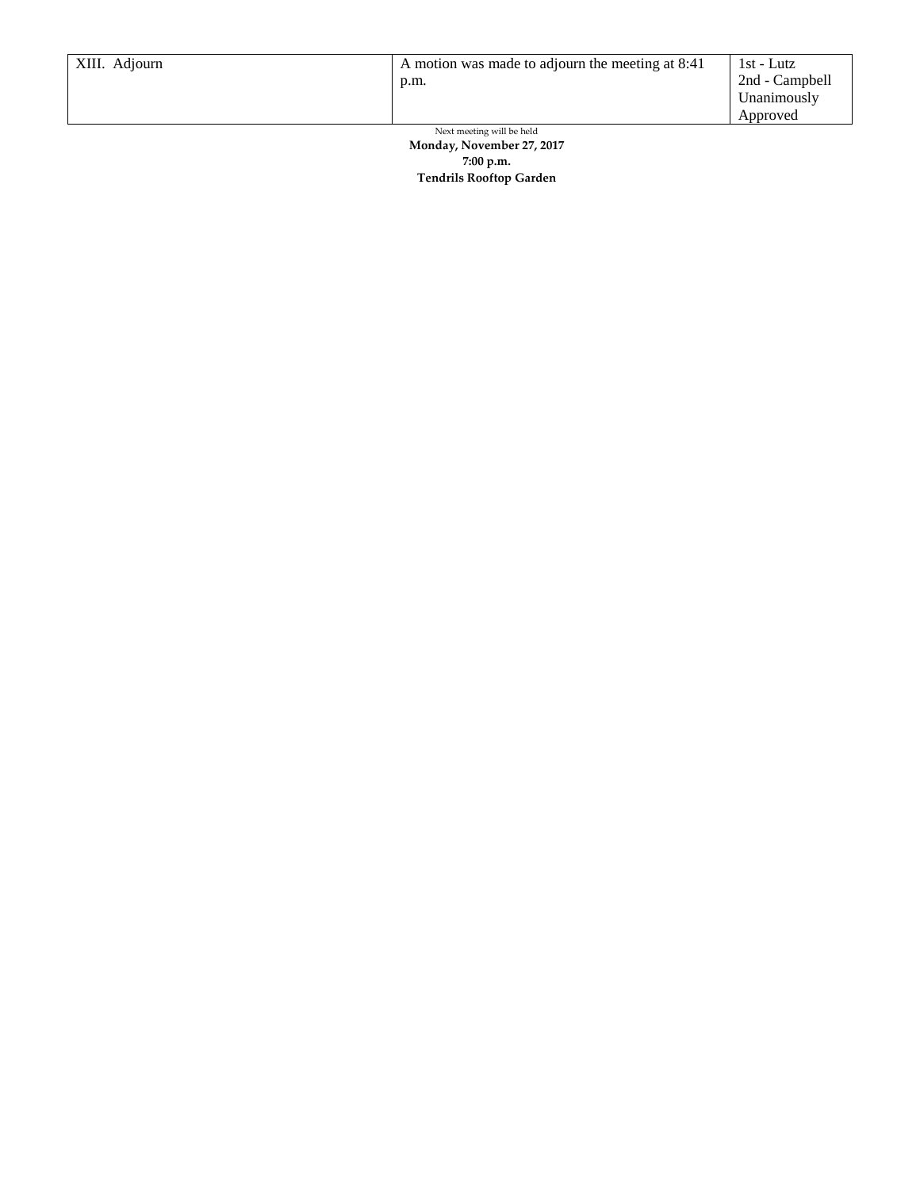| | | |
|---|---|---|
| XIII. Adjourn | A motion was made to adjourn the meeting at 8:41 p.m. | 1st - Lutz<br>2nd - Campbell<br>Unanimously Approved |

Next meeting will be held

**Monday, November 27, 2017**

**7:00 p.m.**

**Tendrils Rooftop Garden**